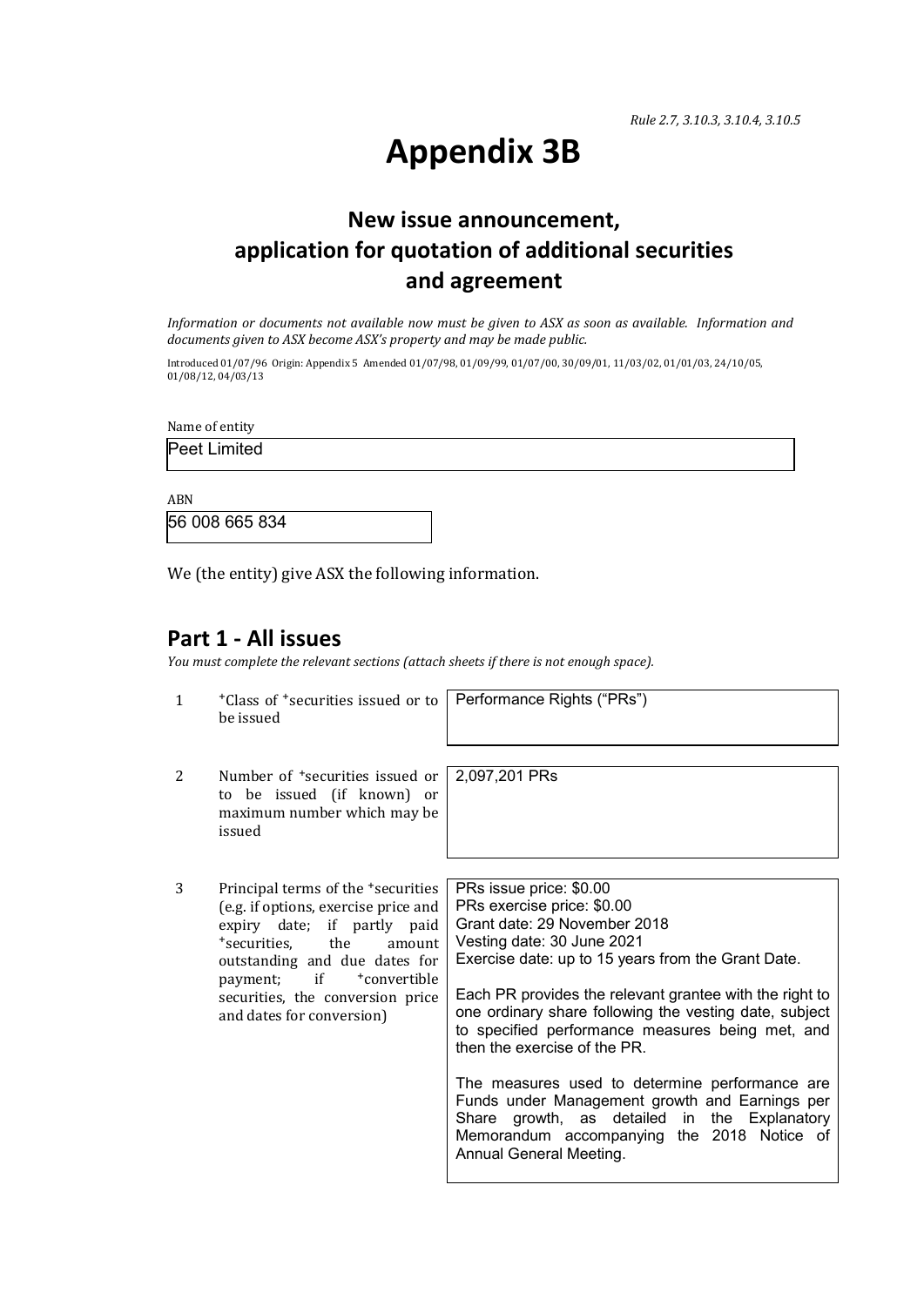*Rule 2.7, 3.10.3, 3.10.4, 3.10.5*

# Appendix 3B

## New issue announcement, application for quotation of additional securities and agreement

*Information or documents not available now must be given to ASX as soon as available. Information and documents given to ASX become ASX's property and may be made public.*

Introduced 01/07/96 Origin: Appendix 5 Amended 01/07/98, 01/09/99, 01/07/00, 30/09/01, 11/03/02, 01/01/03, 24/10/05, 01/08/12, 04/03/13

Name of entity

Peet Limited

ABN

56 008 665 834

We (the entity) give ASX the following information.

## Part 1 - All issues

*You must complete the relevant sections (attach sheets if there is not enough space).*

| | | |
|---|---|---|
| 1 | +Class of +securities issued or to be issued | Performance Rights ("PRs") |
| 2 | Number of +securities issued or to be issued (if known) or maximum number which may be issued | 2,097,201 PRs |
| 3 | Principal terms of the +securities (e.g. if options, exercise price and expiry date; if partly paid +securities, the amount outstanding and due dates for payment; if +convertible securities, the conversion price and dates for conversion) | PRs issue price: $0.00<br>PRs exercise price: $0.00<br>Grant date: 29 November 2018<br>Vesting date: 30 June 2021<br>Exercise date: up to 15 years from the Grant Date.<br><br>Each PR provides the relevant grantee with the right to one ordinary share following the vesting date, subject to specified performance measures being met, and then the exercise of the PR.<br><br>The measures used to determine performance are Funds under Management growth and Earnings per Share growth, as detailed in the Explanatory Memorandum accompanying the 2018 Notice of Annual General Meeting. |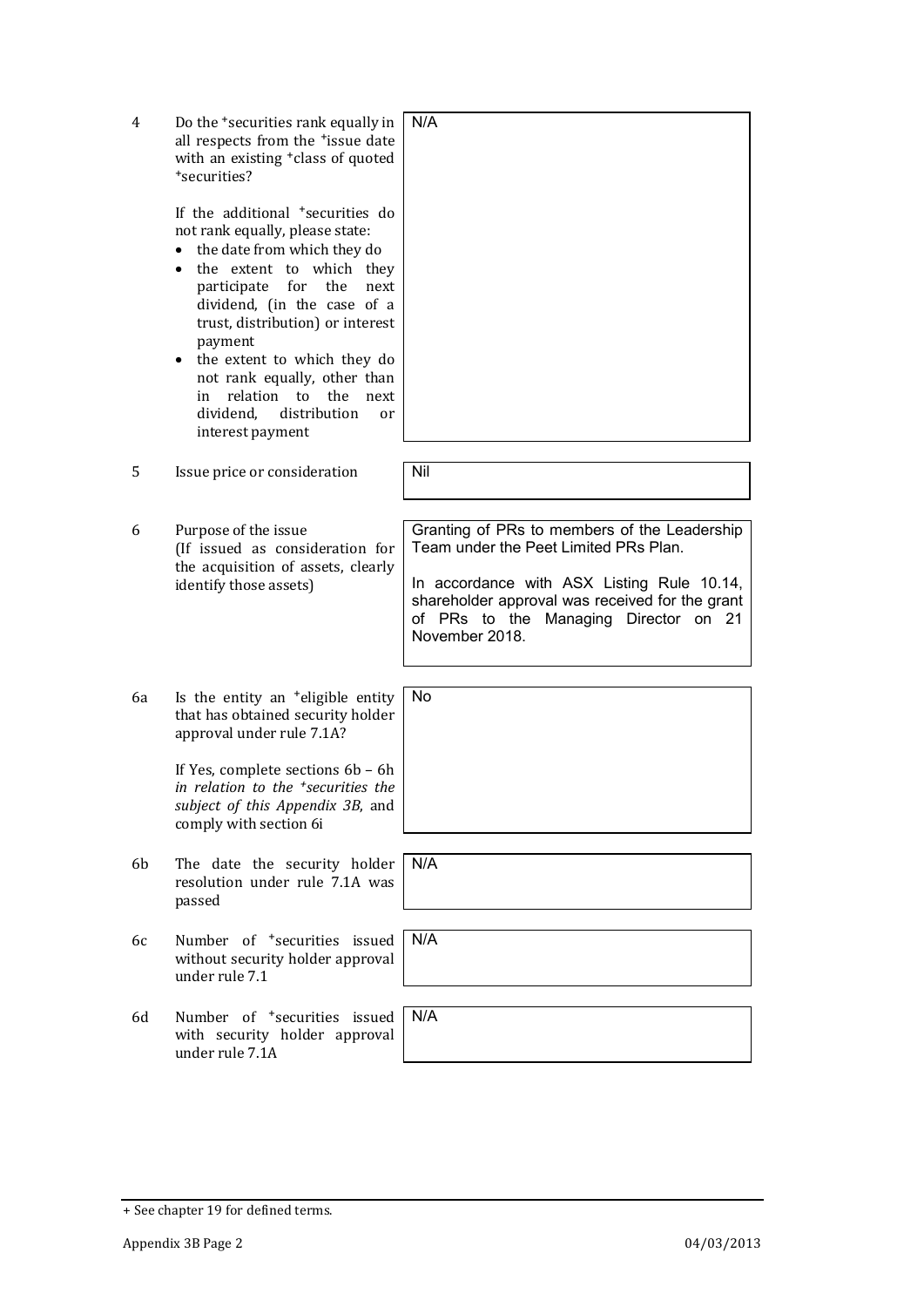| | | |
|---|---|---|
| 4 | Do the +securities rank equally in all respects from the +issue date with an existing +class of quoted +securities?<br><br>If the additional +securities do not rank equally, please state:<br>• the date from which they do<br>• the extent to which they participate for the next dividend, (in the case of a trust, distribution) or interest payment<br>• the extent to which they do not rank equally, other than in relation to the next dividend, distribution or interest payment | N/A |
| 5 | Issue price or consideration | Nil |
| 6 | Purpose of the issue<br>(If issued as consideration for the acquisition of assets, clearly identify those assets) | Granting of PRs to members of the Leadership Team under the Peet Limited PRs Plan.<br><br>In accordance with ASX Listing Rule 10.14, shareholder approval was received for the grant of PRs to the Managing Director on 21 November 2018. |
| 6a | Is the entity an +eligible entity that has obtained security holder approval under rule 7.1A?<br><br>If Yes, complete sections 6b – 6h *in relation to the +securities the subject of this Appendix 3B*, and comply with section 6i | No |
| 6b | The date the security holder resolution under rule 7.1A was passed | N/A |
| 6c | Number of +securities issued without security holder approval under rule 7.1 | N/A |
| 6d | Number of +securities issued with security holder approval under rule 7.1A | N/A |

+ See chapter 19 for defined terms.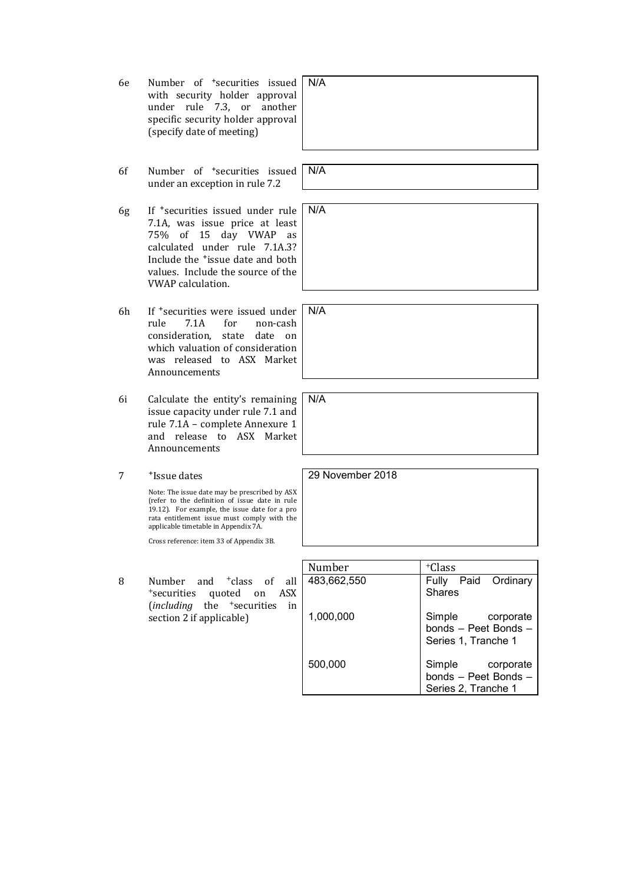| | | |
|---|---|---|
| 6e | Number of +securities issued with security holder approval under rule 7.3, or another specific security holder approval (specify date of meeting) | N/A |
| 6f | Number of +securities issued under an exception in rule 7.2 | N/A |
| 6g | If +securities issued under rule 7.1A, was issue price at least 75% of 15 day VWAP as calculated under rule 7.1A.3? Include the +issue date and both values. Include the source of the VWAP calculation. | N/A |
| 6h | If +securities were issued under rule 7.1A for non-cash consideration, state date on which valuation of consideration was released to ASX Market Announcements | N/A |
| 6i | Calculate the entity's remaining issue capacity under rule 7.1 and rule 7.1A – complete Annexure 1 and release to ASX Market Announcements | N/A |
| 7 | +Issue dates<br><br>Note: The issue date may be prescribed by ASX (refer to the definition of issue date in rule 19.12). For example, the issue date for a pro rata entitlement issue must comply with the applicable timetable in Appendix 7A.<br><br>Cross reference: item 33 of Appendix 3B. | 29 November 2018 |

| | | Number | +Class |
|---|---|---|---|
| 8 | Number and +class of all +securities quoted on ASX (*including* the +securities in section 2 if applicable) | 483,662,550 | Fully Paid Ordinary Shares |
| | | 1,000,000 | Simple corporate bonds – Peet Bonds – Series 1, Tranche 1 |
| | | 500,000 | Simple corporate bonds – Peet Bonds – Series 2, Tranche 1 |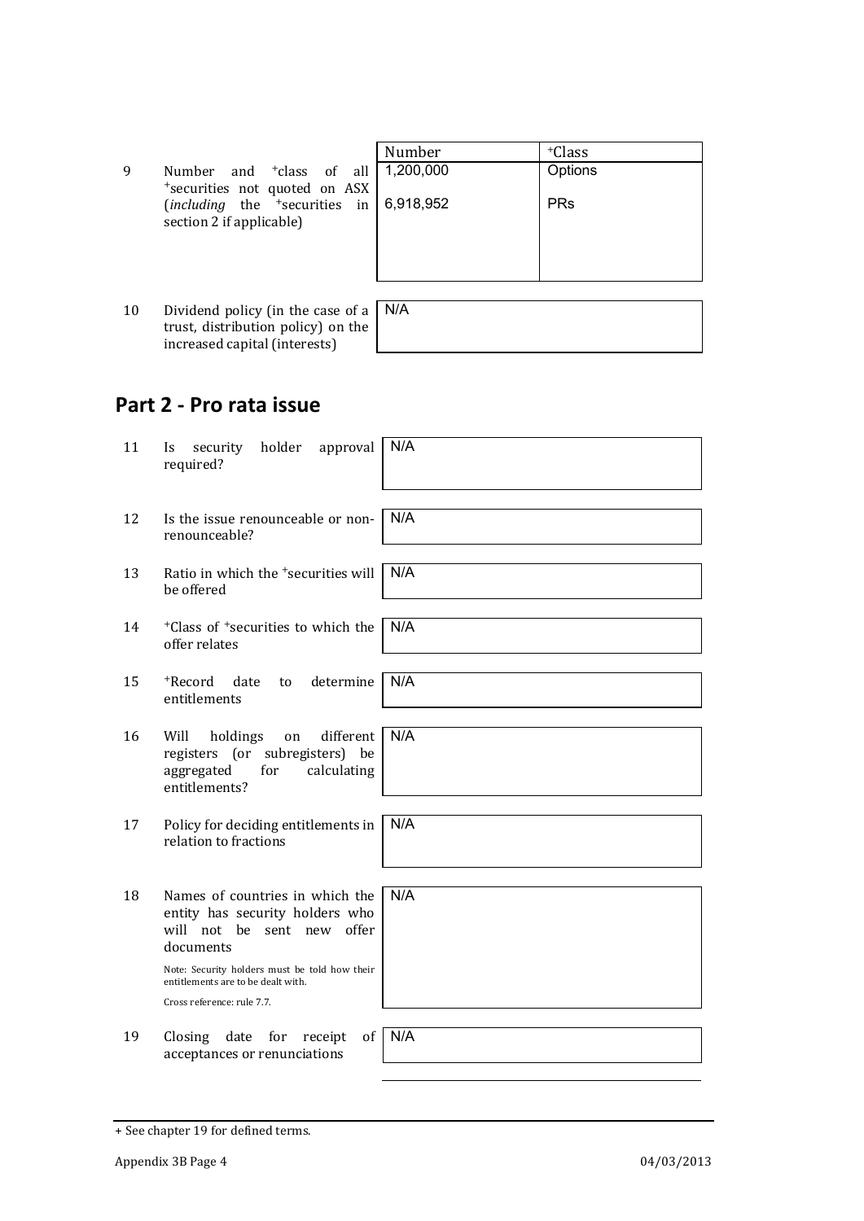| | | Number | +Class |
|---|---|---|---|
| 9 | Number and +class of all +securities not quoted on ASX (*including* the +securities in section 2 if applicable) | 1,200,000<br><br>6,918,952 | Options<br><br>PRs |

| | | |
|---|---|---|
| 10 | Dividend policy (in the case of a trust, distribution policy) on the increased capital (interests) | N/A |

## Part 2 - Pro rata issue

| | | |
|---|---|---|
| 11 | Is security holder approval required? | N/A |
| 12 | Is the issue renounceable or non-renounceable? | N/A |
| 13 | Ratio in which the +securities will be offered | N/A |
| 14 | +Class of +securities to which the offer relates | N/A |
| 15 | +Record date to determine entitlements | N/A |
| 16 | Will holdings on different registers (or subregisters) be aggregated for calculating entitlements? | N/A |
| 17 | Policy for deciding entitlements in relation to fractions | N/A |
| 18 | Names of countries in which the entity has security holders who will not be sent new offer documents<br><br>Note: Security holders must be told how their entitlements are to be dealt with.<br><br>Cross reference: rule 7.7. | N/A |
| 19 | Closing date for receipt of acceptances or renunciations | N/A |

+ See chapter 19 for defined terms.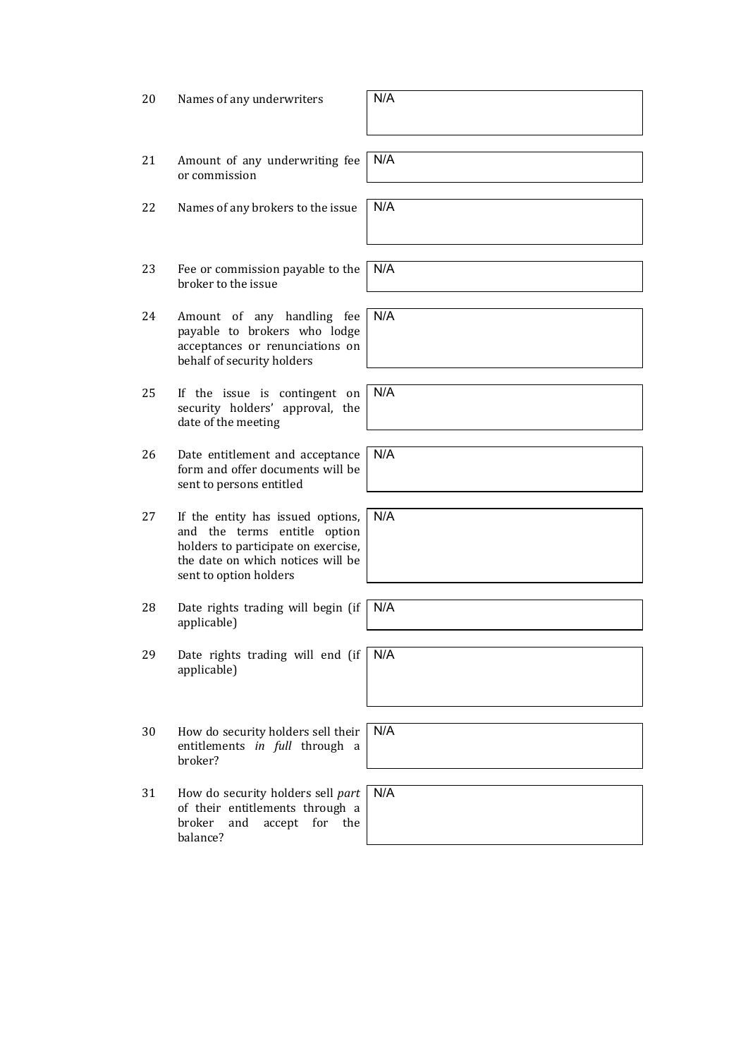| | | |
|---|---|---|
| 20 | Names of any underwriters | N/A |
| 21 | Amount of any underwriting fee or commission | N/A |
| 22 | Names of any brokers to the issue | N/A |
| 23 | Fee or commission payable to the broker to the issue | N/A |
| 24 | Amount of any handling fee payable to brokers who lodge acceptances or renunciations on behalf of security holders | N/A |
| 25 | If the issue is contingent on security holders' approval, the date of the meeting | N/A |
| 26 | Date entitlement and acceptance form and offer documents will be sent to persons entitled | N/A |
| 27 | If the entity has issued options, and the terms entitle option holders to participate on exercise, the date on which notices will be sent to option holders | N/A |
| 28 | Date rights trading will begin (if applicable) | N/A |
| 29 | Date rights trading will end (if applicable) | N/A |
| 30 | How do security holders sell their entitlements *in full* through a broker? | N/A |
| 31 | How do security holders sell *part* of their entitlements through a broker and accept for the balance? | N/A |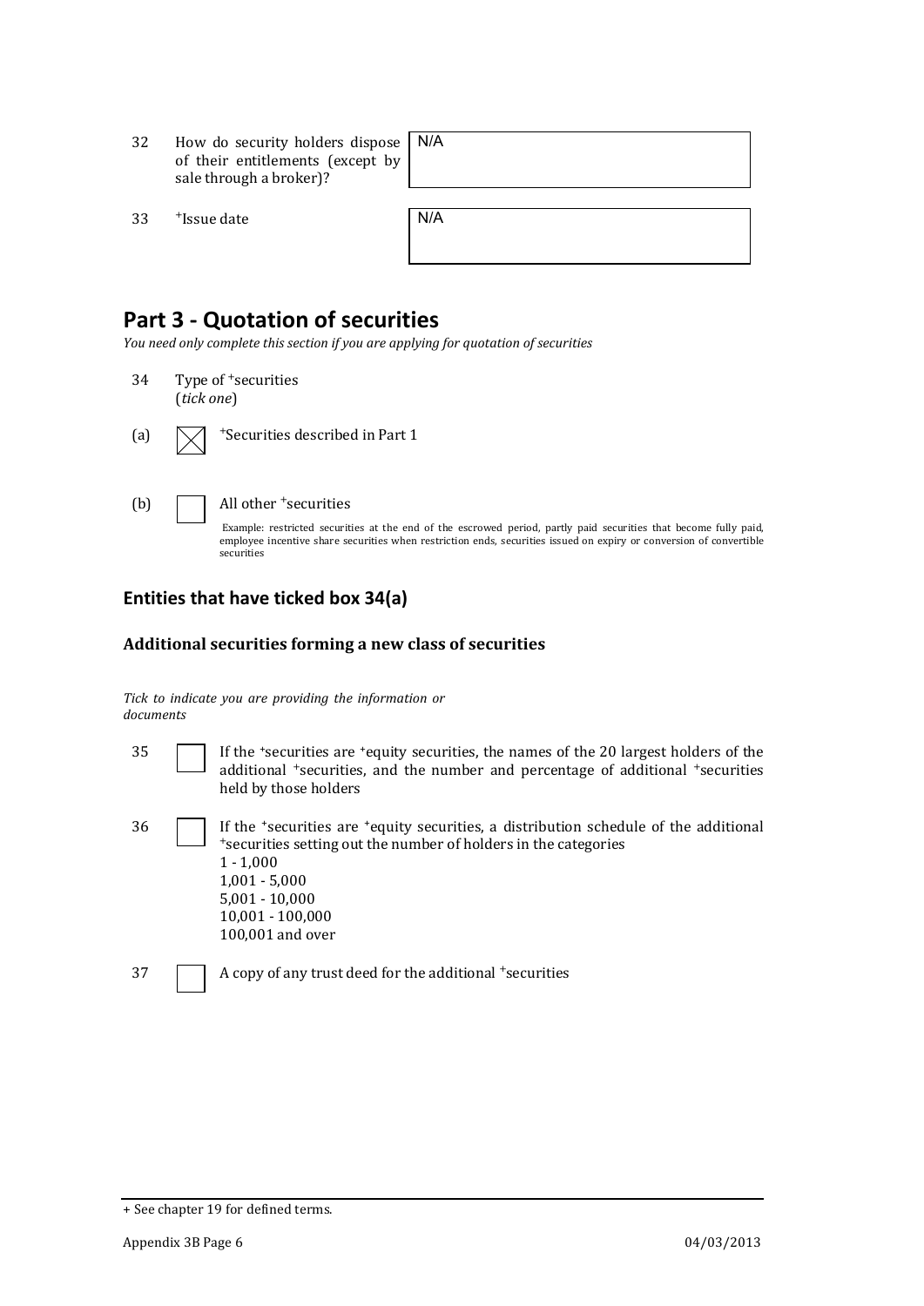| | | |
|---|---|---|
| 32 | How do security holders dispose of their entitlements (except by sale through a broker)? | N/A |
| 33 | +Issue date | N/A |

## Part 3 - Quotation of securities

*You need only complete this section if you are applying for quotation of securities*

34 Type of +securities (*tick one*)

(a) ☒ +Securities described in Part 1

(b) ☐ All other +securities

Example: restricted securities at the end of the escrowed period, partly paid securities that become fully paid, employee incentive share securities when restriction ends, securities issued on expiry or conversion of convertible securities

### Entities that have ticked box 34(a)

#### Additional securities forming a new class of securities

*Tick to indicate you are providing the information or documents*

35 ☐ If the +securities are +equity securities, the names of the 20 largest holders of the additional +securities, and the number and percentage of additional +securities held by those holders

36 ☐ If the +securities are +equity securities, a distribution schedule of the additional +securities setting out the number of holders in the categories
1 - 1,000
1,001 - 5,000
5,001 - 10,000
10,001 - 100,000
100,001 and over

37 ☐ A copy of any trust deed for the additional +securities

+ See chapter 19 for defined terms.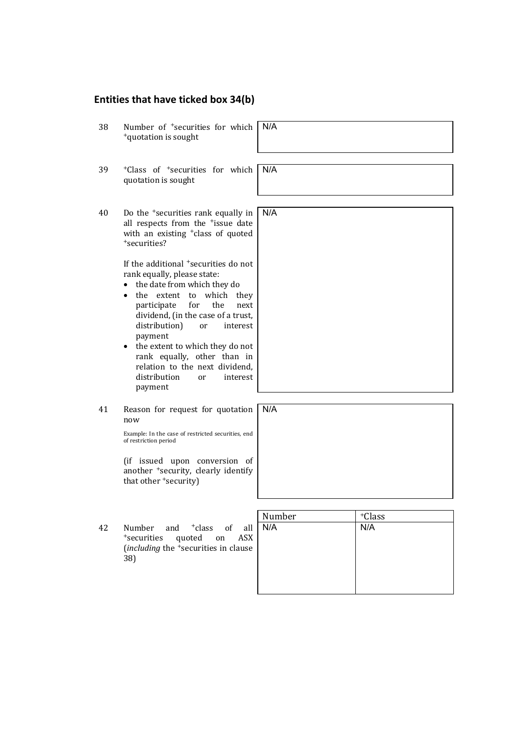## Entities that have ticked box 34(b)

| | | |
|---|---|---|
| 38 | Number of +securities for which +quotation is sought | N/A |
| 39 | +Class of +securities for which quotation is sought | N/A |
| 40 | Do the +securities rank equally in all respects from the +issue date with an existing +class of quoted +securities?<br><br>If the additional +securities do not rank equally, please state:<br>• the date from which they do<br>• the extent to which they participate for the next dividend, (in the case of a trust, distribution) or interest payment<br>• the extent to which they do not rank equally, other than in relation to the next dividend, distribution or interest payment | N/A |
| 41 | Reason for request for quotation now<br><br>Example: In the case of restricted securities, end of restriction period<br><br>(if issued upon conversion of another +security, clearly identify that other +security) | N/A |

| | | Number | +Class |
|---|---|---|---|
| 42 | Number and +class of all +securities quoted on ASX (*including* the +securities in clause 38) | N/A | N/A |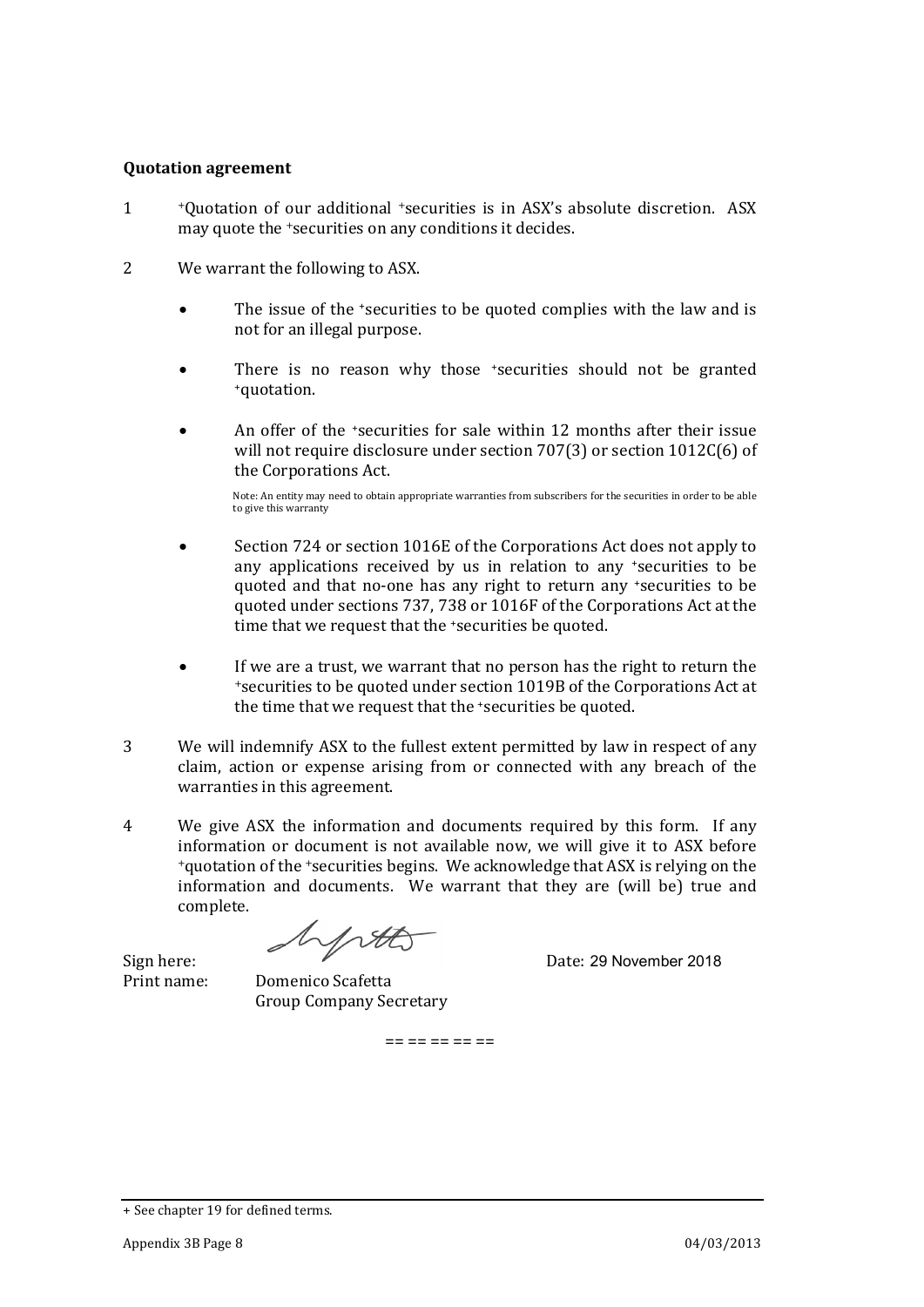**Quotation agreement**

1 +Quotation of our additional +securities is in ASX's absolute discretion. ASX may quote the +securities on any conditions it decides.

2 We warrant the following to ASX.

- The issue of the +securities to be quoted complies with the law and is not for an illegal purpose.
- There is no reason why those +securities should not be granted +quotation.
- An offer of the +securities for sale within 12 months after their issue will not require disclosure under section 707(3) or section 1012C(6) of the Corporations Act.

  Note: An entity may need to obtain appropriate warranties from subscribers for the securities in order to be able to give this warranty

- Section 724 or section 1016E of the Corporations Act does not apply to any applications received by us in relation to any +securities to be quoted and that no-one has any right to return any +securities to be quoted under sections 737, 738 or 1016F of the Corporations Act at the time that we request that the +securities be quoted.
- If we are a trust, we warrant that no person has the right to return the +securities to be quoted under section 1019B of the Corporations Act at the time that we request that the +securities be quoted.

3 We will indemnify ASX to the fullest extent permitted by law in respect of any claim, action or expense arising from or connected with any breach of the warranties in this agreement.

4 We give ASX the information and documents required by this form. If any information or document is not available now, we will give it to ASX before +quotation of the +securities begins. We acknowledge that ASX is relying on the information and documents. We warrant that they are (will be) true and complete.

Sign here: Date: 29 November 2018

Print name: Domenico Scafetta
Group Company Secretary

== == == == ==

+ See chapter 19 for defined terms.